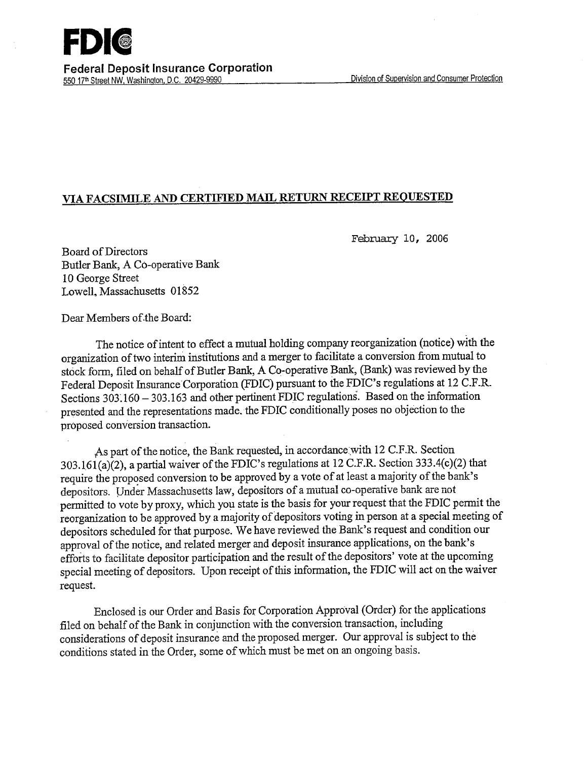# FDIC

**Federal Deposit Insurance Corporation**
550 17th Street NW, Washington, D.C. 20429-9990 — Division of Supervision and Consumer Protection

**VIA FACSIMILE AND CERTIFIED MAIL RETURN RECEIPT REQUESTED**

February 10, 2006

Board of Directors
Butler Bank, A Co-operative Bank
10 George Street
Lowell, Massachusetts 01852

Dear Members of the Board:

The notice of intent to effect a mutual holding company reorganization (notice) with the organization of two interim institutions and a merger to facilitate a conversion from mutual to stock form, filed on behalf of Butler Bank, A Co-operative Bank, (Bank) was reviewed by the Federal Deposit Insurance Corporation (FDIC) pursuant to the FDIC's regulations at 12 C.F.R. Sections 303.160 – 303.163 and other pertinent FDIC regulations. Based on the information presented and the representations made. the FDIC conditionally poses no objection to the proposed conversion transaction.

As part of the notice, the Bank requested, in accordance with 12 C.F.R. Section 303.161(a)(2), a partial waiver of the FDIC's regulations at 12 C.F.R. Section 333.4(c)(2) that require the proposed conversion to be approved by a vote of at least a majority of the bank's depositors. Under Massachusetts law, depositors of a mutual co-operative bank are not permitted to vote by proxy, which you state is the basis for your request that the FDIC permit the reorganization to be approved by a majority of depositors voting in person at a special meeting of depositors scheduled for that purpose. We have reviewed the Bank's request and condition our approval of the notice, and related merger and deposit insurance applications, on the bank's efforts to facilitate depositor participation and the result of the depositors' vote at the upcoming special meeting of depositors. Upon receipt of this information, the FDIC will act on the waiver request.

Enclosed is our Order and Basis for Corporation Approval (Order) for the applications filed on behalf of the Bank in conjunction with the conversion transaction, including considerations of deposit insurance and the proposed merger. Our approval is subject to the conditions stated in the Order, some of which must be met on an ongoing basis.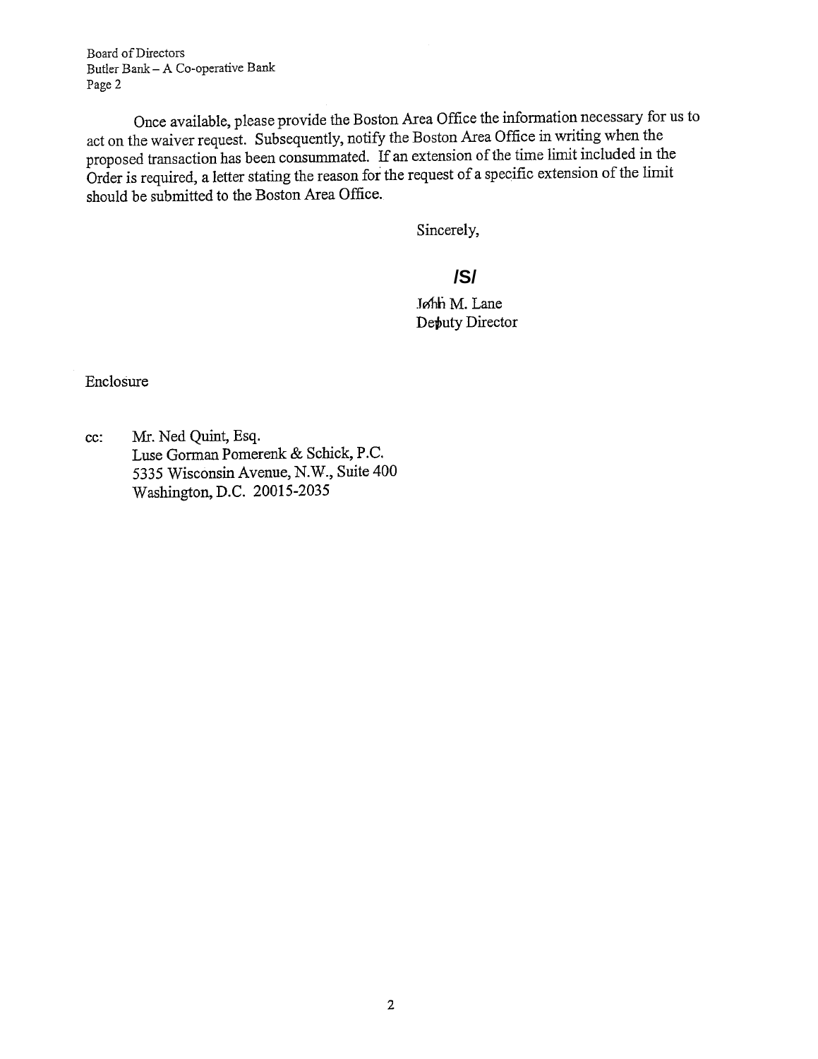Once available, please provide the Boston Area Office the information necessary for us to act on the waiver request. Subsequently, notify the Boston Area Office in writing when the proposed transaction has been consummated. If an extension of the time limit included in the Order is required, a letter stating the reason for the request of a specific extension of the limit should be submitted to the Boston Area Office.

Sincerely,

**/S/**

John M. Lane
Deputy Director

Enclosure

cc: Mr. Ned Quint, Esq.
Luse Gorman Pomerenk & Schick, P.C.
5335 Wisconsin Avenue, N.W., Suite 400
Washington, D.C. 20015-2035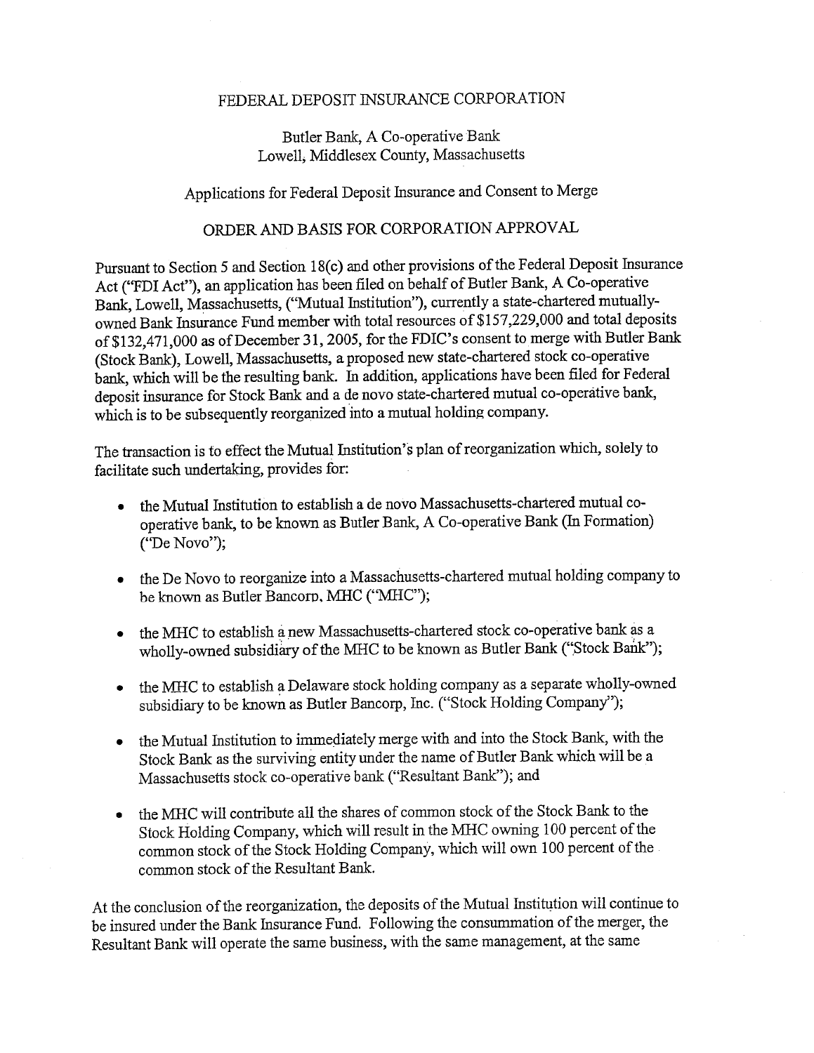FEDERAL DEPOSIT INSURANCE CORPORATION

Butler Bank, A Co-operative Bank
Lowell, Middlesex County, Massachusetts

Applications for Federal Deposit Insurance and Consent to Merge

ORDER AND BASIS FOR CORPORATION APPROVAL

Pursuant to Section 5 and Section 18(c) and other provisions of the Federal Deposit Insurance Act ("FDI Act"), an application has been filed on behalf of Butler Bank, A Co-operative Bank, Lowell, Massachusetts, ("Mutual Institution"), currently a state-chartered mutually-owned Bank Insurance Fund member with total resources of $157,229,000 and total deposits of $132,471,000 as of December 31, 2005, for the FDIC's consent to merge with Butler Bank (Stock Bank), Lowell, Massachusetts, a proposed new state-chartered stock co-operative bank, which will be the resulting bank. In addition, applications have been filed for Federal deposit insurance for Stock Bank and a de novo state-chartered mutual co-operative bank, which is to be subsequently reorganized into a mutual holding company.

The transaction is to effect the Mutual Institution's plan of reorganization which, solely to facilitate such undertaking, provides for:

- the Mutual Institution to establish a de novo Massachusetts-chartered mutual co-operative bank, to be known as Butler Bank, A Co-operative Bank (In Formation) ("De Novo");
- the De Novo to reorganize into a Massachusetts-chartered mutual holding company to be known as Butler Bancorp, MHC ("MHC");
- the MHC to establish a new Massachusetts-chartered stock co-operative bank as a wholly-owned subsidiary of the MHC to be known as Butler Bank ("Stock Bank");
- the MHC to establish a Delaware stock holding company as a separate wholly-owned subsidiary to be known as Butler Bancorp, Inc. ("Stock Holding Company");
- the Mutual Institution to immediately merge with and into the Stock Bank, with the Stock Bank as the surviving entity under the name of Butler Bank which will be a Massachusetts stock co-operative bank ("Resultant Bank"); and
- the MHC will contribute all the shares of common stock of the Stock Bank to the Stock Holding Company, which will result in the MHC owning 100 percent of the common stock of the Stock Holding Company, which will own 100 percent of the common stock of the Resultant Bank.

At the conclusion of the reorganization, the deposits of the Mutual Institution will continue to be insured under the Bank Insurance Fund. Following the consummation of the merger, the Resultant Bank will operate the same business, with the same management, at the same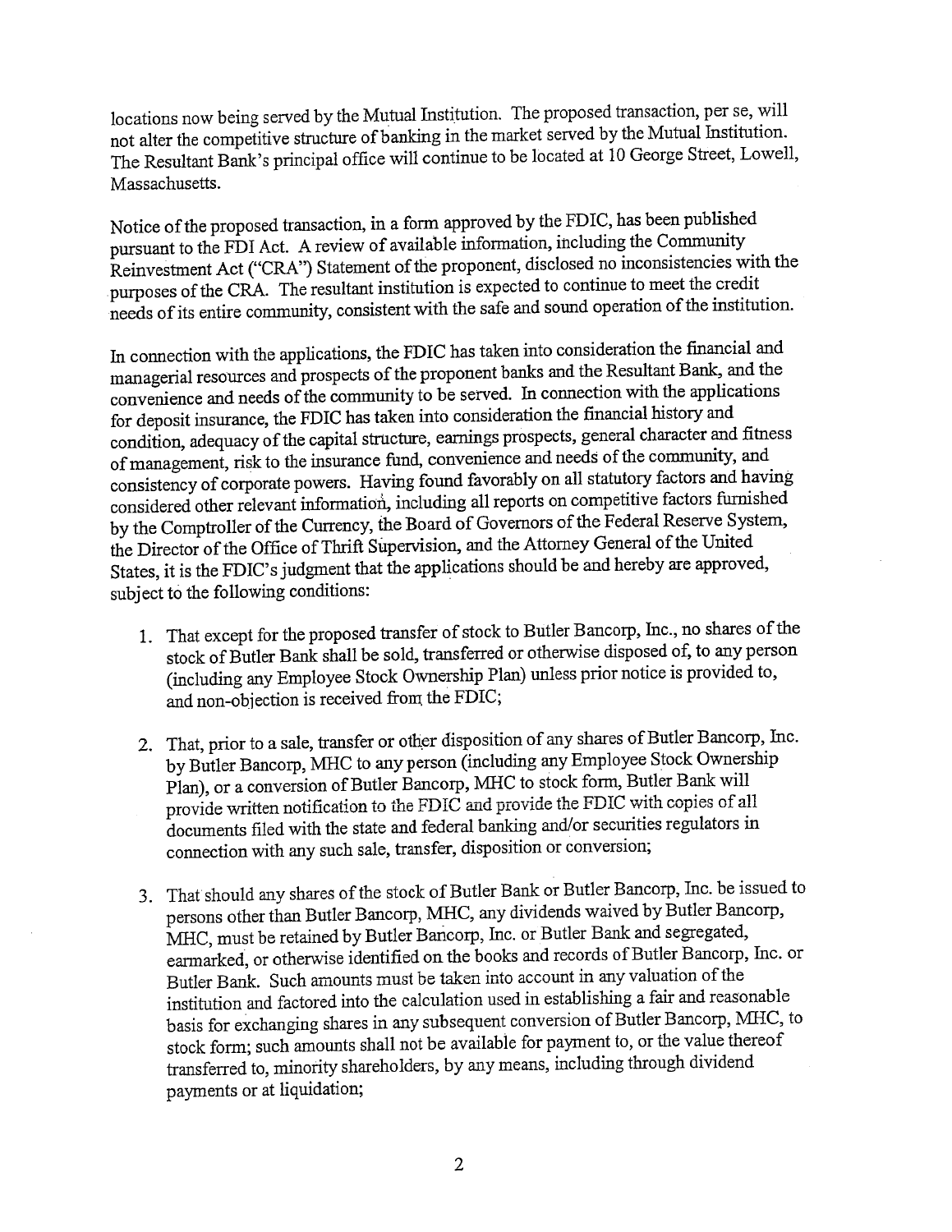locations now being served by the Mutual Institution. The proposed transaction, per se, will not alter the competitive structure of banking in the market served by the Mutual Institution. The Resultant Bank's principal office will continue to be located at 10 George Street, Lowell, Massachusetts.

Notice of the proposed transaction, in a form approved by the FDIC, has been published pursuant to the FDI Act. A review of available information, including the Community Reinvestment Act ("CRA") Statement of the proponent, disclosed no inconsistencies with the purposes of the CRA. The resultant institution is expected to continue to meet the credit needs of its entire community, consistent with the safe and sound operation of the institution.

In connection with the applications, the FDIC has taken into consideration the financial and managerial resources and prospects of the proponent banks and the Resultant Bank, and the convenience and needs of the community to be served. In connection with the applications for deposit insurance, the FDIC has taken into consideration the financial history and condition, adequacy of the capital structure, earnings prospects, general character and fitness of management, risk to the insurance fund, convenience and needs of the community, and consistency of corporate powers. Having found favorably on all statutory factors and having considered other relevant information, including all reports on competitive factors furnished by the Comptroller of the Currency, the Board of Governors of the Federal Reserve System, the Director of the Office of Thrift Supervision, and the Attorney General of the United States, it is the FDIC's judgment that the applications should be and hereby are approved, subject to the following conditions:

1. That except for the proposed transfer of stock to Butler Bancorp, Inc., no shares of the stock of Butler Bank shall be sold, transferred or otherwise disposed of, to any person (including any Employee Stock Ownership Plan) unless prior notice is provided to, and non-objection is received from the FDIC;

2. That, prior to a sale, transfer or other disposition of any shares of Butler Bancorp, Inc. by Butler Bancorp, MHC to any person (including any Employee Stock Ownership Plan), or a conversion of Butler Bancorp, MHC to stock form, Butler Bank will provide written notification to the FDIC and provide the FDIC with copies of all documents filed with the state and federal banking and/or securities regulators in connection with any such sale, transfer, disposition or conversion;

3. That should any shares of the stock of Butler Bank or Butler Bancorp, Inc. be issued to persons other than Butler Bancorp, MHC, any dividends waived by Butler Bancorp, MHC, must be retained by Butler Bancorp, Inc. or Butler Bank and segregated, earmarked, or otherwise identified on the books and records of Butler Bancorp, Inc. or Butler Bank. Such amounts must be taken into account in any valuation of the institution and factored into the calculation used in establishing a fair and reasonable basis for exchanging shares in any subsequent conversion of Butler Bancorp, MHC, to stock form; such amounts shall not be available for payment to, or the value thereof transferred to, minority shareholders, by any means, including through dividend payments or at liquidation;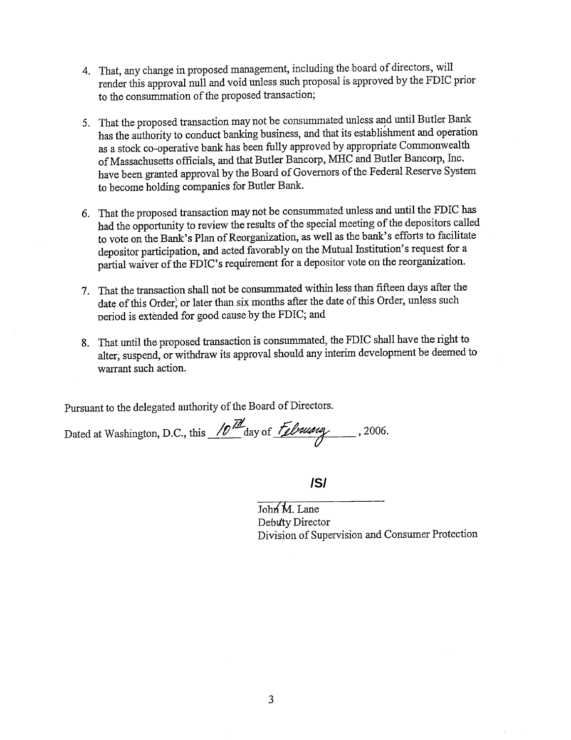4. That, any change in proposed management, including the board of directors, will render this approval null and void unless such proposal is approved by the FDIC prior to the consummation of the proposed transaction;

5. That the proposed transaction may not be consummated unless and until Butler Bank has the authority to conduct banking business, and that its establishment and operation as a stock co-operative bank has been fully approved by appropriate Commonwealth of Massachusetts officials, and that Butler Bancorp, MHC and Butler Bancorp, Inc. have been granted approval by the Board of Governors of the Federal Reserve System to become holding companies for Butler Bank.

6. That the proposed transaction may not be consummated unless and until the FDIC has had the opportunity to review the results of the special meeting of the depositors called to vote on the Bank's Plan of Reorganization, as well as the bank's efforts to facilitate depositor participation, and acted favorably on the Mutual Institution's request for a partial waiver of the FDIC's requirement for a depositor vote on the reorganization.

7. That the transaction shall not be consummated within less than fifteen days after the date of this Order, or later than six months after the date of this Order, unless such period is extended for good cause by the FDIC; and

8. That until the proposed transaction is consummated, the FDIC shall have the right to alter, suspend, or withdraw its approval should any interim development be deemed to warrant such action.

Pursuant to the delegated authority of the Board of Directors.

Dated at Washington, D.C., this 10th day of February, 2006.

/S/

John M. Lane
Deputy Director
Division of Supervision and Consumer Protection